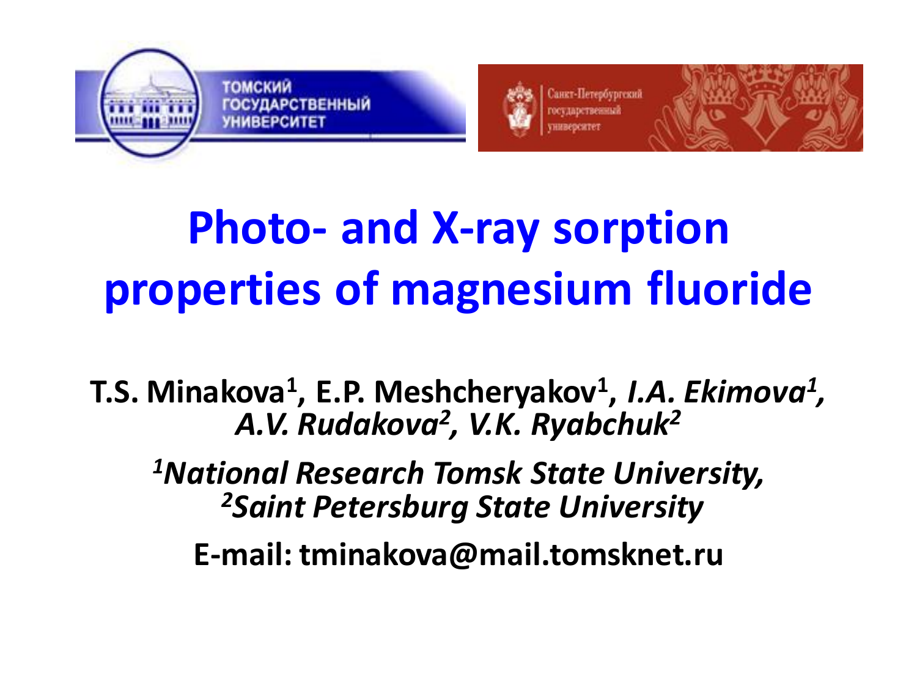ТОМСКИЙ ГОСУДАРСТВЕННЫЙ УНИВЕРСИТЕТ

Санкт-Петербургский государственный университет

# Photo- and X-ray sorption properties of magnesium fluoride

**T.S. Minakova[1], E.P. Meshcheryakov[1], *I.A. Ekimova[1], A.V. Rudakova[2], V.K. Ryabchuk[2]***

***[1]National Research Tomsk State University,***
***[2]Saint Petersburg State University***

**E-mail: tminakova@mail.tomsknet.ru**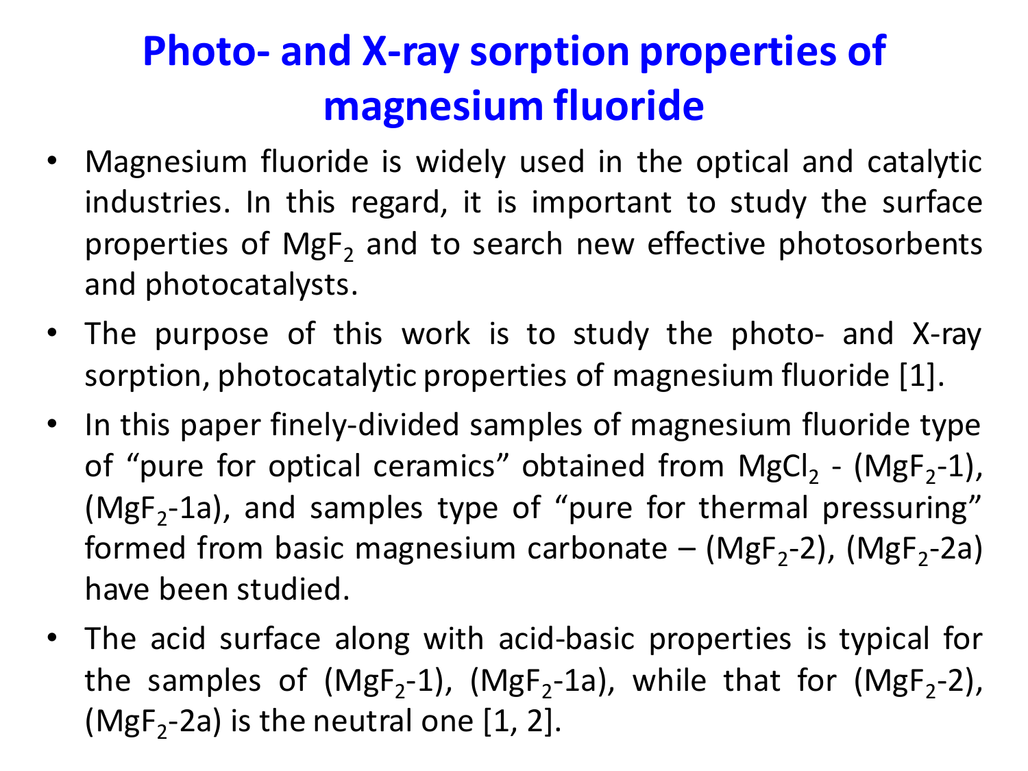# Photo- and X-ray sorption properties of magnesium fluoride

- Magnesium fluoride is widely used in the optical and catalytic industries. In this regard, it is important to study the surface properties of $MgF_2$ and to search new effective photosorbents and photocatalysts.
- The purpose of this work is to study the photo- and X-ray sorption, photocatalytic properties of magnesium fluoride [1].
- In this paper finely-divided samples of magnesium fluoride type of "pure for optical ceramics" obtained from $MgCl_2$ - ($MgF_2$-1), ($MgF_2$-1a), and samples type of "pure for thermal pressuring" formed from basic magnesium carbonate – ($MgF_2$-2), ($MgF_2$-2a) have been studied.
- The acid surface along with acid-basic properties is typical for the samples of ($MgF_2$-1), ($MgF_2$-1a), while that for ($MgF_2$-2), ($MgF_2$-2a) is the neutral one [1, 2].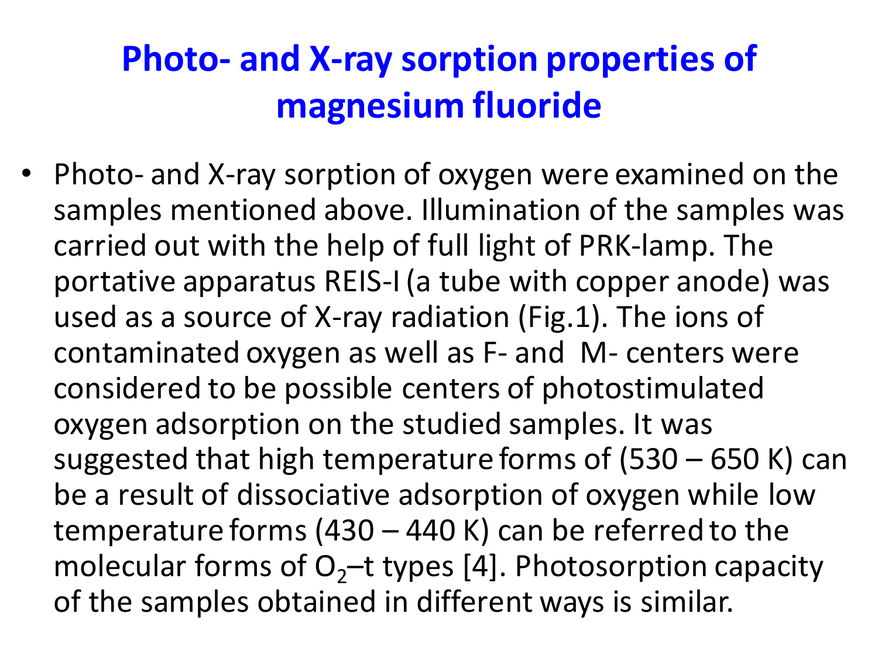# Photo- and X-ray sorption properties of magnesium fluoride

- Photo- and X-ray sorption of oxygen were examined on the samples mentioned above. Illumination of the samples was carried out with the help of full light of PRK-lamp. The portative apparatus REIS-I (a tube with copper anode) was used as a source of X-ray radiation (Fig.1). The ions of contaminated oxygen as well as F- and M- centers were considered to be possible centers of photostimulated oxygen adsorption on the studied samples. It was suggested that high temperature forms of (530 – 650 K) can be a result of dissociative adsorption of oxygen while low temperature forms (430 – 440 K) can be referred to the molecular forms of $O_2$–t types [4]. Photosorption capacity of the samples obtained in different ways is similar.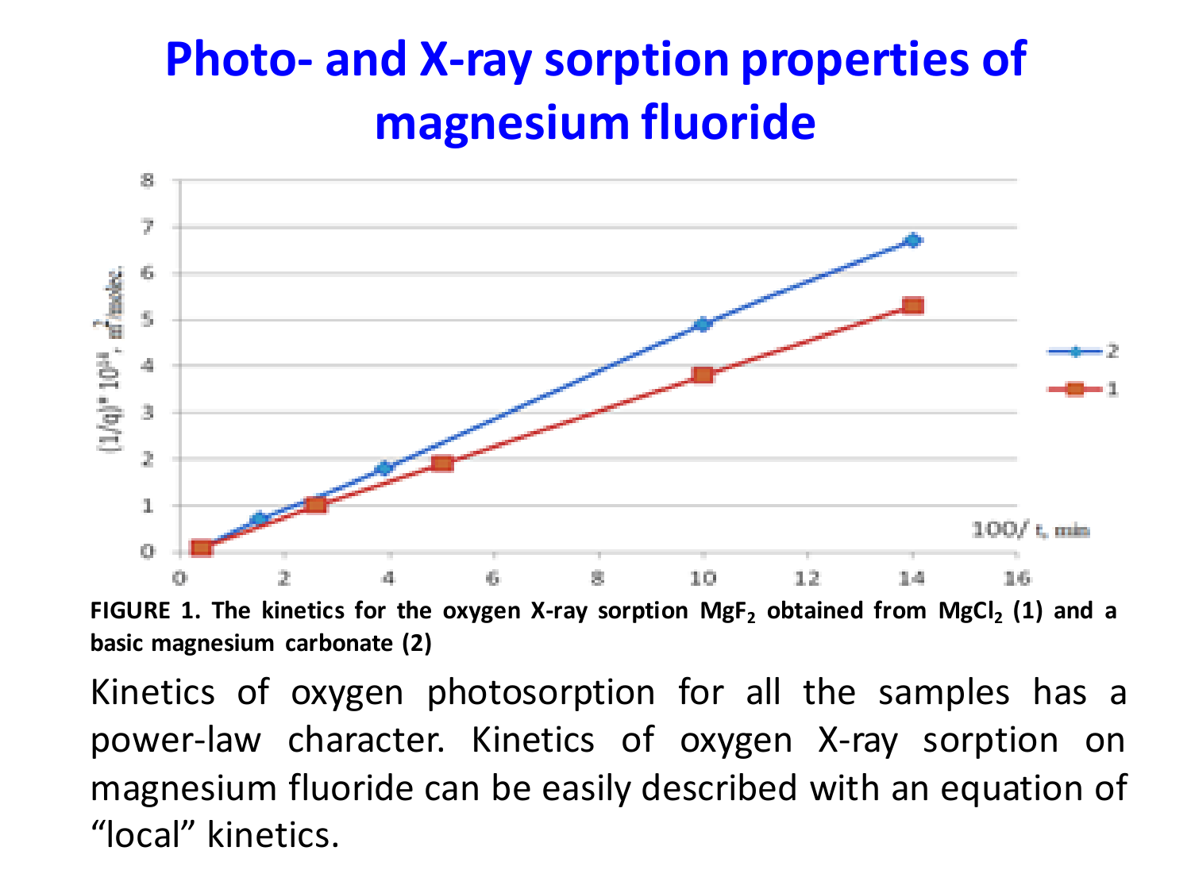# Photo- and X-ray sorption properties of magnesium fluoride

FIGURE 1. The kinetics for the oxygen X-ray sorption $MgF_2$ obtained from $MgCl_2$ (1) and a basic magnesium carbonate (2)

Kinetics of oxygen photosorption for all the samples has a power-law character. Kinetics of oxygen X-ray sorption on magnesium fluoride can be easily described with an equation of "local" kinetics.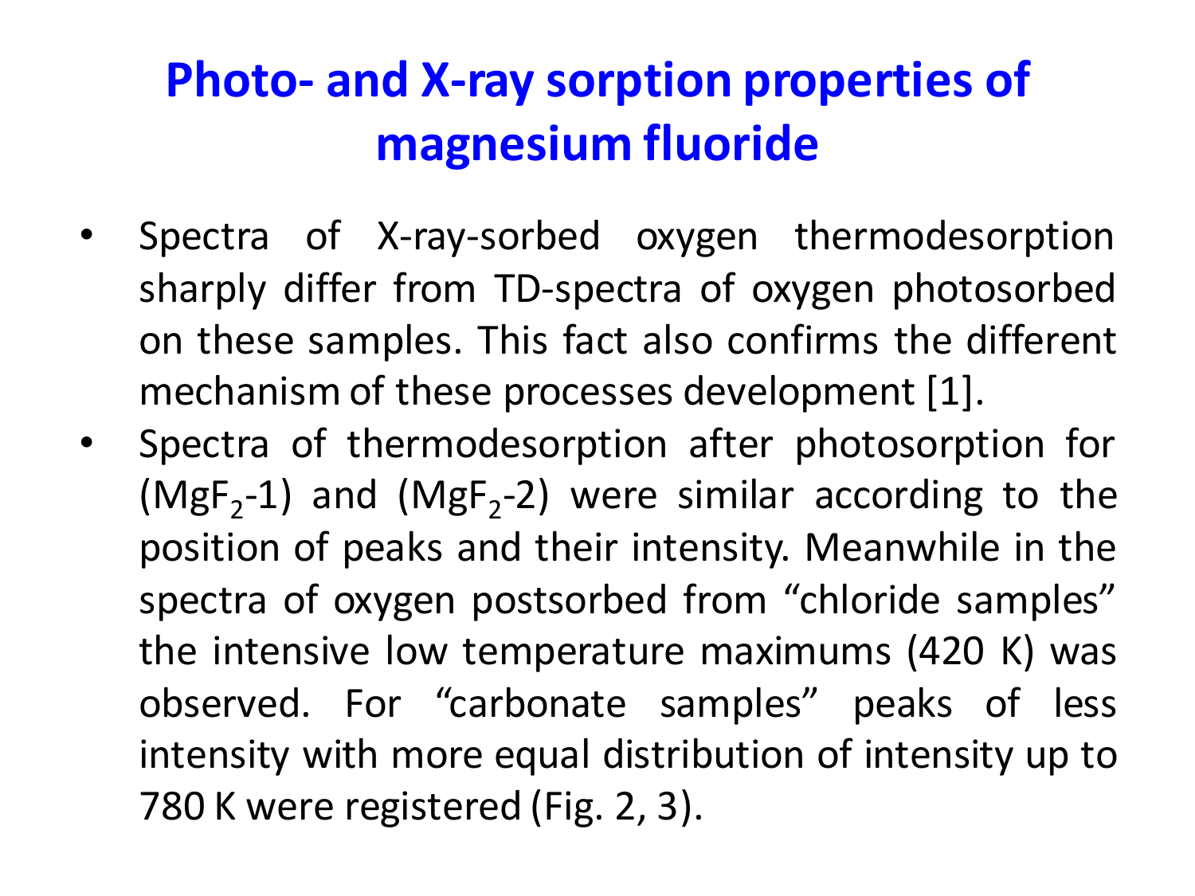# Photo- and X-ray sorption properties of magnesium fluoride

- Spectra of X-ray-sorbed oxygen thermodesorption sharply differ from TD-spectra of oxygen photosorbed on these samples. This fact also confirms the different mechanism of these processes development [1].
- Spectra of thermodesorption after photosorption for ($MgF_2$-1) and ($MgF_2$-2) were similar according to the position of peaks and their intensity. Meanwhile in the spectra of oxygen postsorbed from “chloride samples” the intensive low temperature maximums (420 K) was observed. For “carbonate samples” peaks of less intensity with more equal distribution of intensity up to 780 K were registered (Fig. 2, 3).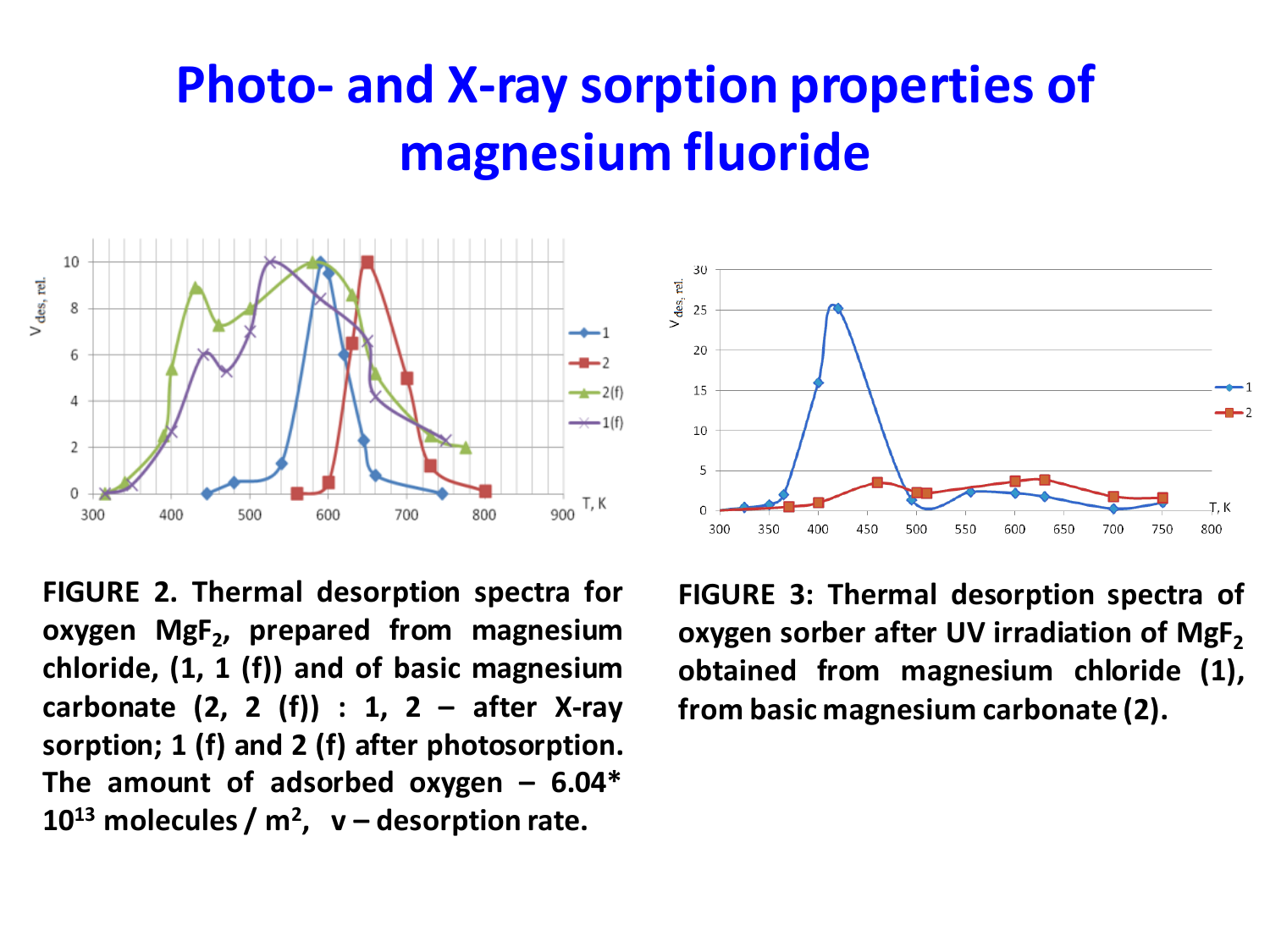# Photo- and X-ray sorption properties of magnesium fluoride

**FIGURE 2. Thermal desorption spectra for oxygen $MgF_2$, prepared from magnesium chloride, (1, 1 (f)) and of basic magnesium carbonate (2, 2 (f)) : 1, 2 – after X-ray sorption; 1 (f) and 2 (f) after photosorption. The amount of adsorbed oxygen – 6.04* $10^{13}$ molecules / $m^2$, v – desorption rate.**

**FIGURE 3: Thermal desorption spectra of oxygen sorber after UV irradiation of $MgF_2$ obtained from magnesium chloride (1), from basic magnesium carbonate (2).**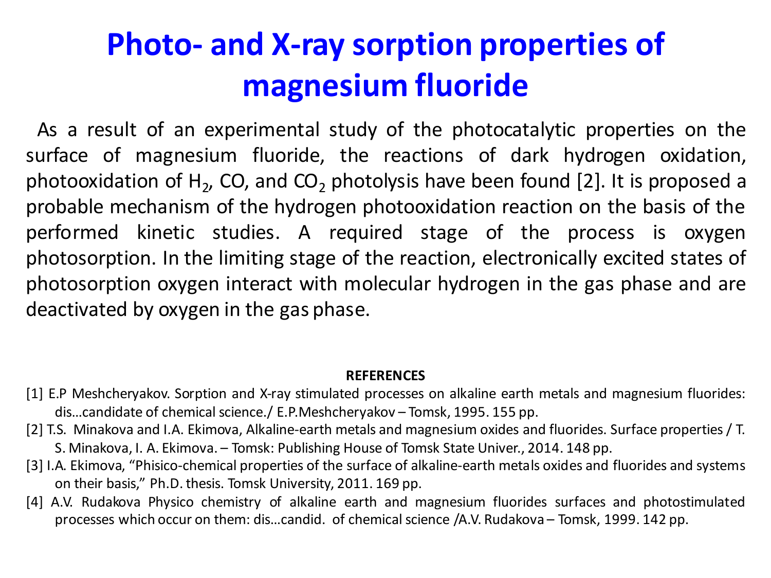# Photo- and X-ray sorption properties of magnesium fluoride

As a result of an experimental study of the photocatalytic properties on the surface of magnesium fluoride, the reactions of dark hydrogen oxidation, photooxidation of $H_2$, CO, and $CO_2$ photolysis have been found [2]. It is proposed a probable mechanism of the hydrogen photooxidation reaction on the basis of the performed kinetic studies. A required stage of the process is oxygen photosorption. In the limiting stage of the reaction, electronically excited states of photosorption oxygen interact with molecular hydrogen in the gas phase and are deactivated by oxygen in the gas phase.

**REFERENCES**

[1] E.P Meshcheryakov. Sorption and X-ray stimulated processes on alkaline earth metals and magnesium fluorides: dis…candidate of chemical science./ E.P.Meshcheryakov – Tomsk, 1995. 155 pp.

[2] T.S. Minakova and I.A. Ekimova, Alkaline-earth metals and magnesium oxides and fluorides. Surface properties / T. S. Minakova, I. A. Ekimova. – Tomsk: Publishing House of Tomsk State Univer., 2014. 148 pp.

[3] I.A. Ekimova, "Phisico-chemical properties of the surface of alkaline-earth metals oxides and fluorides and systems on their basis," Ph.D. thesis. Tomsk University, 2011. 169 pp.

[4] A.V. Rudakova Physico chemistry of alkaline earth and magnesium fluorides surfaces and photostimulated processes which occur on them: dis…candid. of chemical science /A.V. Rudakova – Tomsk, 1999. 142 pp.